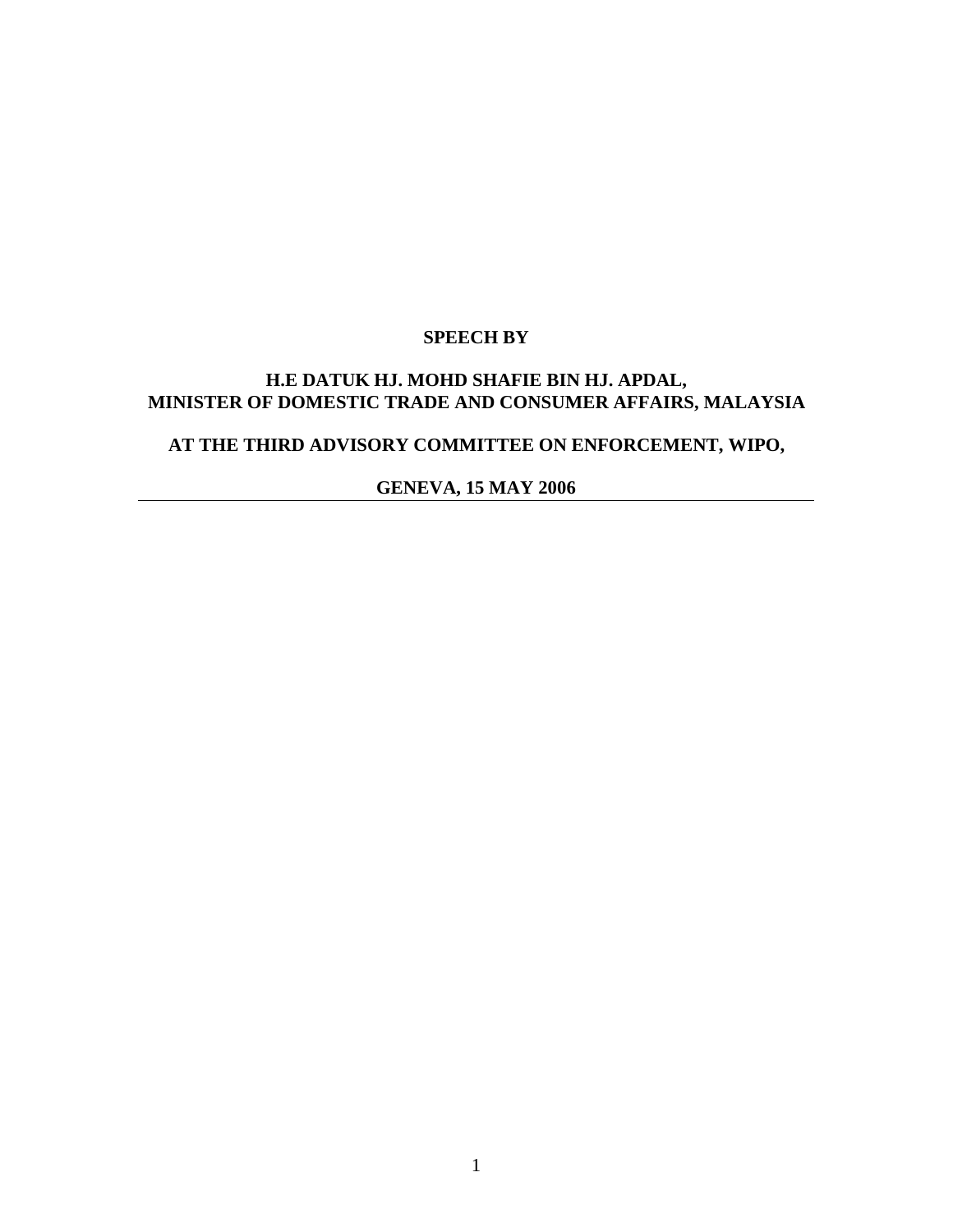**SPEECH BY**

**H.E DATUK HJ. MOHD SHAFIE BIN HJ. APDAL,**
**MINISTER OF DOMESTIC TRADE AND CONSUMER AFFAIRS, MALAYSIA**

**AT THE THIRD ADVISORY COMMITTEE ON ENFORCEMENT, WIPO,**

**GENEVA, 15 MAY 2006**

---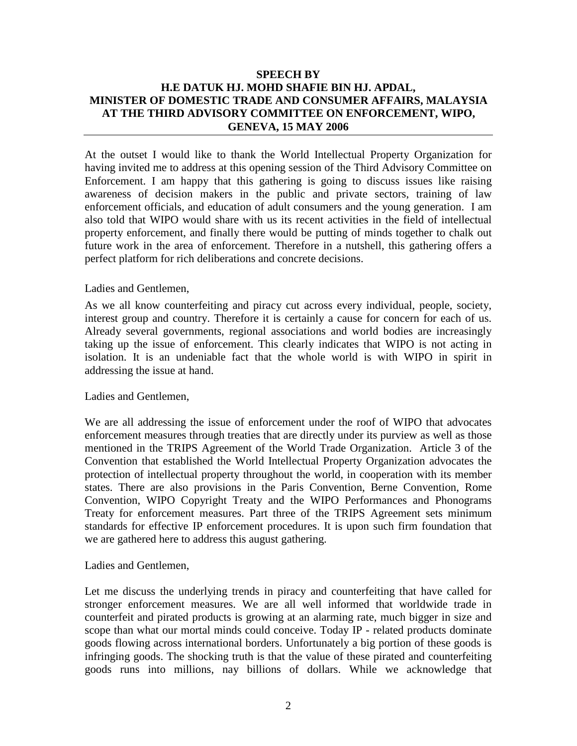**SPEECH BY**
**H.E DATUK HJ. MOHD SHAFIE BIN HJ. APDAL,**
**MINISTER OF DOMESTIC TRADE AND CONSUMER AFFAIRS, MALAYSIA**
**AT THE THIRD ADVISORY COMMITTEE ON ENFORCEMENT, WIPO,**
**GENEVA, 15 MAY 2006**

---

At the outset I would like to thank the World Intellectual Property Organization for having invited me to address at this opening session of the Third Advisory Committee on Enforcement. I am happy that this gathering is going to discuss issues like raising awareness of decision makers in the public and private sectors, training of law enforcement officials, and education of adult consumers and the young generation. I am also told that WIPO would share with us its recent activities in the field of intellectual property enforcement, and finally there would be putting of minds together to chalk out future work in the area of enforcement. Therefore in a nutshell, this gathering offers a perfect platform for rich deliberations and concrete decisions.

Ladies and Gentlemen,

As we all know counterfeiting and piracy cut across every individual, people, society, interest group and country. Therefore it is certainly a cause for concern for each of us. Already several governments, regional associations and world bodies are increasingly taking up the issue of enforcement. This clearly indicates that WIPO is not acting in isolation. It is an undeniable fact that the whole world is with WIPO in spirit in addressing the issue at hand.

Ladies and Gentlemen,

We are all addressing the issue of enforcement under the roof of WIPO that advocates enforcement measures through treaties that are directly under its purview as well as those mentioned in the TRIPS Agreement of the World Trade Organization. Article 3 of the Convention that established the World Intellectual Property Organization advocates the protection of intellectual property throughout the world, in cooperation with its member states. There are also provisions in the Paris Convention, Berne Convention, Rome Convention, WIPO Copyright Treaty and the WIPO Performances and Phonograms Treaty for enforcement measures. Part three of the TRIPS Agreement sets minimum standards for effective IP enforcement procedures. It is upon such firm foundation that we are gathered here to address this august gathering.

Ladies and Gentlemen,

Let me discuss the underlying trends in piracy and counterfeiting that have called for stronger enforcement measures. We are all well informed that worldwide trade in counterfeit and pirated products is growing at an alarming rate, much bigger in size and scope than what our mortal minds could conceive. Today IP - related products dominate goods flowing across international borders. Unfortunately a big portion of these goods is infringing goods. The shocking truth is that the value of these pirated and counterfeiting goods runs into millions, nay billions of dollars. While we acknowledge that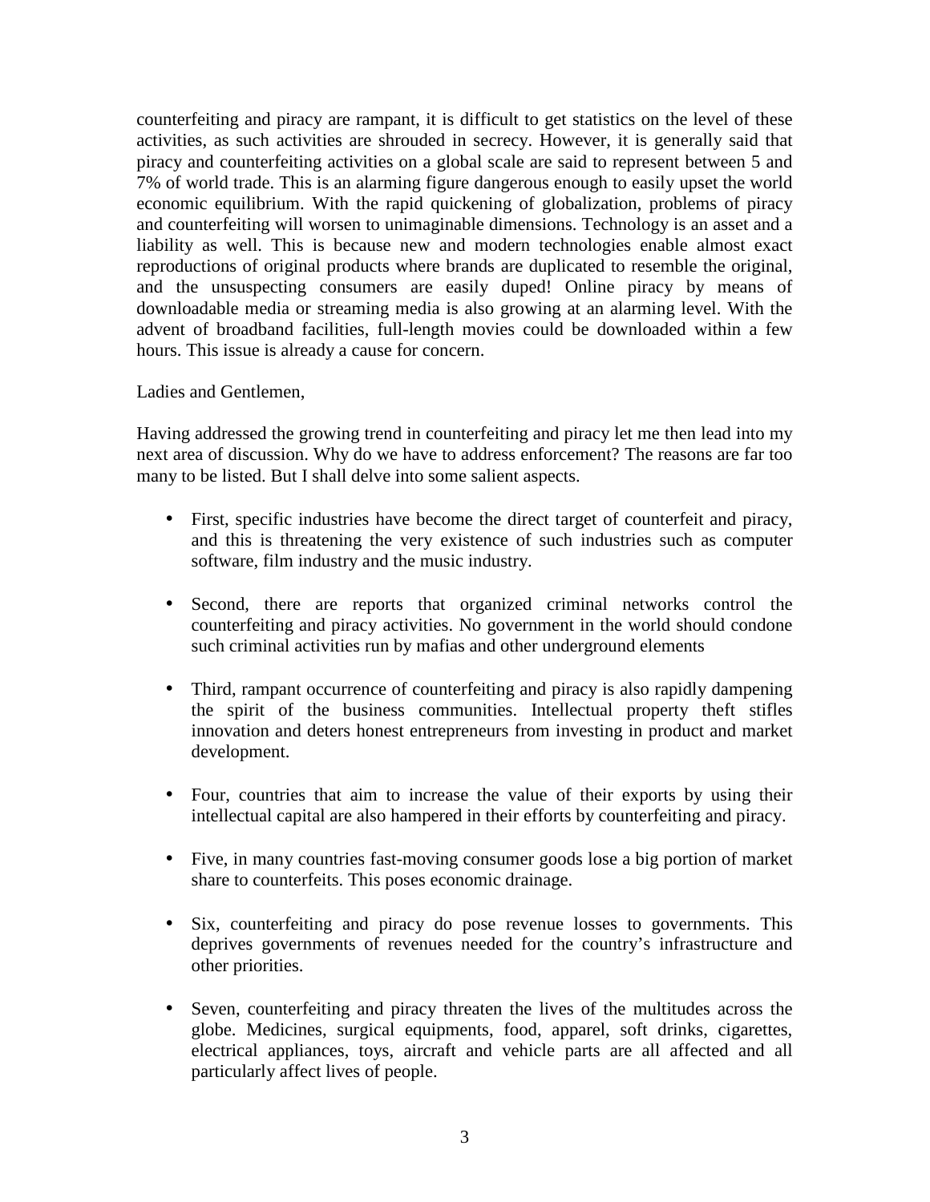counterfeiting and piracy are rampant, it is difficult to get statistics on the level of these activities, as such activities are shrouded in secrecy. However, it is generally said that piracy and counterfeiting activities on a global scale are said to represent between 5 and 7% of world trade. This is an alarming figure dangerous enough to easily upset the world economic equilibrium. With the rapid quickening of globalization, problems of piracy and counterfeiting will worsen to unimaginable dimensions. Technology is an asset and a liability as well. This is because new and modern technologies enable almost exact reproductions of original products where brands are duplicated to resemble the original, and the unsuspecting consumers are easily duped! Online piracy by means of downloadable media or streaming media is also growing at an alarming level. With the advent of broadband facilities, full-length movies could be downloaded within a few hours. This issue is already a cause for concern.

Ladies and Gentlemen,

Having addressed the growing trend in counterfeiting and piracy let me then lead into my next area of discussion. Why do we have to address enforcement? The reasons are far too many to be listed. But I shall delve into some salient aspects.

- First, specific industries have become the direct target of counterfeit and piracy, and this is threatening the very existence of such industries such as computer software, film industry and the music industry.

- Second, there are reports that organized criminal networks control the counterfeiting and piracy activities. No government in the world should condone such criminal activities run by mafias and other underground elements

- Third, rampant occurrence of counterfeiting and piracy is also rapidly dampening the spirit of the business communities. Intellectual property theft stifles innovation and deters honest entrepreneurs from investing in product and market development.

- Four, countries that aim to increase the value of their exports by using their intellectual capital are also hampered in their efforts by counterfeiting and piracy.

- Five, in many countries fast-moving consumer goods lose a big portion of market share to counterfeits. This poses economic drainage.

- Six, counterfeiting and piracy do pose revenue losses to governments. This deprives governments of revenues needed for the country's infrastructure and other priorities.

- Seven, counterfeiting and piracy threaten the lives of the multitudes across the globe. Medicines, surgical equipments, food, apparel, soft drinks, cigarettes, electrical appliances, toys, aircraft and vehicle parts are all affected and all particularly affect lives of people.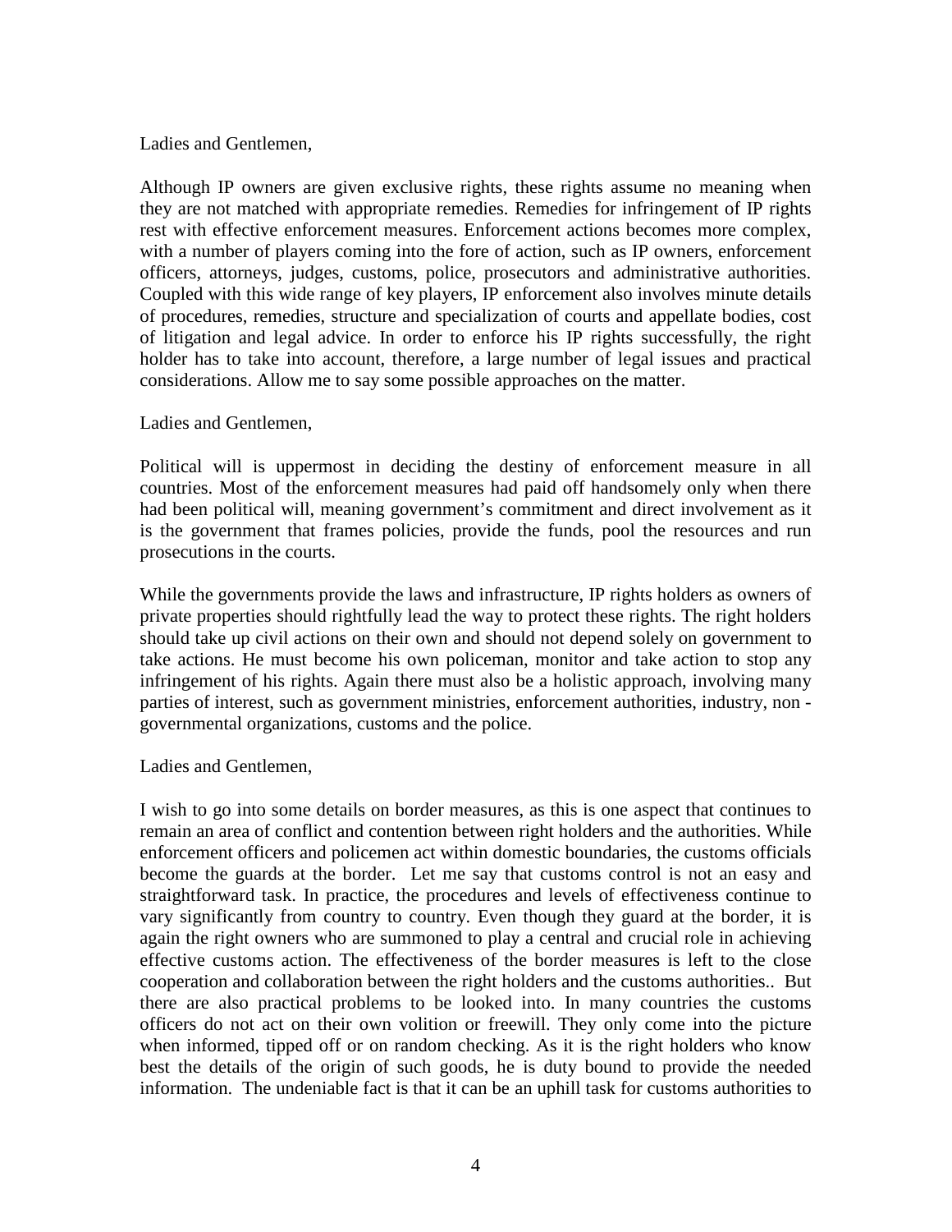Ladies and Gentlemen,

Although IP owners are given exclusive rights, these rights assume no meaning when they are not matched with appropriate remedies. Remedies for infringement of IP rights rest with effective enforcement measures. Enforcement actions becomes more complex, with a number of players coming into the fore of action, such as IP owners, enforcement officers, attorneys, judges, customs, police, prosecutors and administrative authorities. Coupled with this wide range of key players, IP enforcement also involves minute details of procedures, remedies, structure and specialization of courts and appellate bodies, cost of litigation and legal advice. In order to enforce his IP rights successfully, the right holder has to take into account, therefore, a large number of legal issues and practical considerations. Allow me to say some possible approaches on the matter.

Ladies and Gentlemen,

Political will is uppermost in deciding the destiny of enforcement measure in all countries. Most of the enforcement measures had paid off handsomely only when there had been political will, meaning government's commitment and direct involvement as it is the government that frames policies, provide the funds, pool the resources and run prosecutions in the courts.

While the governments provide the laws and infrastructure, IP rights holders as owners of private properties should rightfully lead the way to protect these rights. The right holders should take up civil actions on their own and should not depend solely on government to take actions. He must become his own policeman, monitor and take action to stop any infringement of his rights. Again there must also be a holistic approach, involving many parties of interest, such as government ministries, enforcement authorities, industry, non - governmental organizations, customs and the police.

Ladies and Gentlemen,

I wish to go into some details on border measures, as this is one aspect that continues to remain an area of conflict and contention between right holders and the authorities. While enforcement officers and policemen act within domestic boundaries, the customs officials become the guards at the border. Let me say that customs control is not an easy and straightforward task. In practice, the procedures and levels of effectiveness continue to vary significantly from country to country. Even though they guard at the border, it is again the right owners who are summoned to play a central and crucial role in achieving effective customs action. The effectiveness of the border measures is left to the close cooperation and collaboration between the right holders and the customs authorities.. But there are also practical problems to be looked into. In many countries the customs officers do not act on their own volition or freewill. They only come into the picture when informed, tipped off or on random checking. As it is the right holders who know best the details of the origin of such goods, he is duty bound to provide the needed information. The undeniable fact is that it can be an uphill task for customs authorities to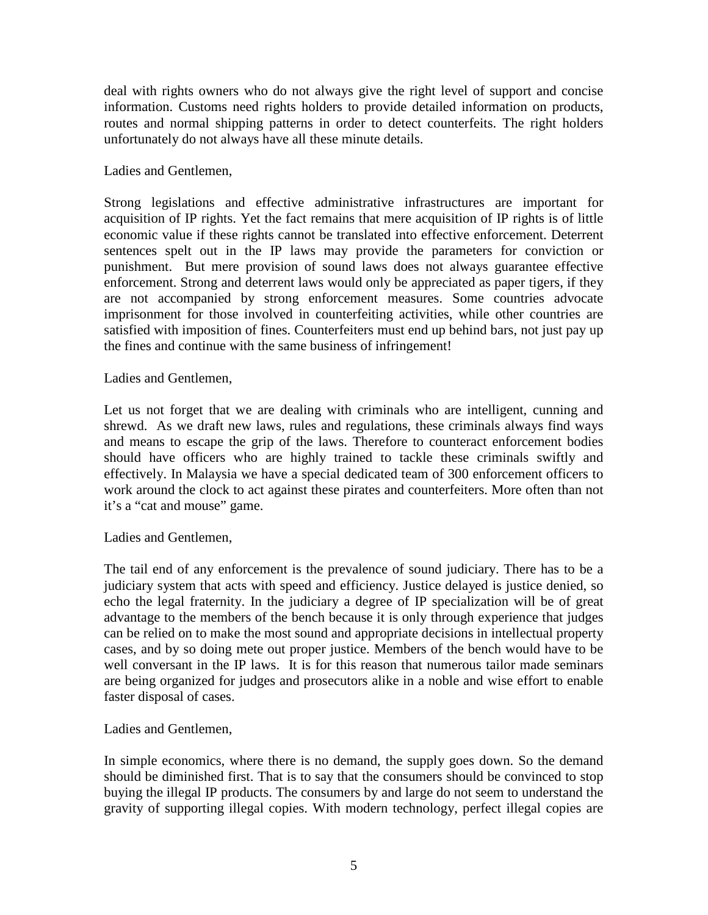deal with rights owners who do not always give the right level of support and concise information. Customs need rights holders to provide detailed information on products, routes and normal shipping patterns in order to detect counterfeits. The right holders unfortunately do not always have all these minute details.

Ladies and Gentlemen,

Strong legislations and effective administrative infrastructures are important for acquisition of IP rights. Yet the fact remains that mere acquisition of IP rights is of little economic value if these rights cannot be translated into effective enforcement. Deterrent sentences spelt out in the IP laws may provide the parameters for conviction or punishment. But mere provision of sound laws does not always guarantee effective enforcement. Strong and deterrent laws would only be appreciated as paper tigers, if they are not accompanied by strong enforcement measures. Some countries advocate imprisonment for those involved in counterfeiting activities, while other countries are satisfied with imposition of fines. Counterfeiters must end up behind bars, not just pay up the fines and continue with the same business of infringement!

Ladies and Gentlemen,

Let us not forget that we are dealing with criminals who are intelligent, cunning and shrewd. As we draft new laws, rules and regulations, these criminals always find ways and means to escape the grip of the laws. Therefore to counteract enforcement bodies should have officers who are highly trained to tackle these criminals swiftly and effectively. In Malaysia we have a special dedicated team of 300 enforcement officers to work around the clock to act against these pirates and counterfeiters. More often than not it's a "cat and mouse" game.

Ladies and Gentlemen,

The tail end of any enforcement is the prevalence of sound judiciary. There has to be a judiciary system that acts with speed and efficiency. Justice delayed is justice denied, so echo the legal fraternity. In the judiciary a degree of IP specialization will be of great advantage to the members of the bench because it is only through experience that judges can be relied on to make the most sound and appropriate decisions in intellectual property cases, and by so doing mete out proper justice. Members of the bench would have to be well conversant in the IP laws. It is for this reason that numerous tailor made seminars are being organized for judges and prosecutors alike in a noble and wise effort to enable faster disposal of cases.

Ladies and Gentlemen,

In simple economics, where there is no demand, the supply goes down. So the demand should be diminished first. That is to say that the consumers should be convinced to stop buying the illegal IP products. The consumers by and large do not seem to understand the gravity of supporting illegal copies. With modern technology, perfect illegal copies are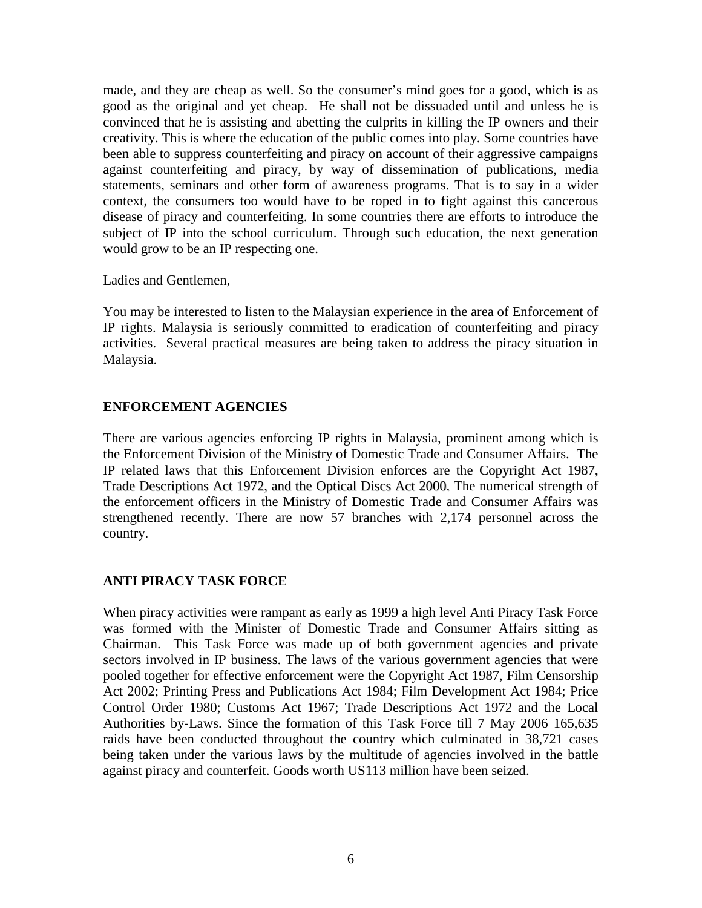made, and they are cheap as well. So the consumer's mind goes for a good, which is as good as the original and yet cheap. He shall not be dissuaded until and unless he is convinced that he is assisting and abetting the culprits in killing the IP owners and their creativity. This is where the education of the public comes into play. Some countries have been able to suppress counterfeiting and piracy on account of their aggressive campaigns against counterfeiting and piracy, by way of dissemination of publications, media statements, seminars and other form of awareness programs. That is to say in a wider context, the consumers too would have to be roped in to fight against this cancerous disease of piracy and counterfeiting. In some countries there are efforts to introduce the subject of IP into the school curriculum. Through such education, the next generation would grow to be an IP respecting one.

Ladies and Gentlemen,

You may be interested to listen to the Malaysian experience in the area of Enforcement of IP rights. Malaysia is seriously committed to eradication of counterfeiting and piracy activities. Several practical measures are being taken to address the piracy situation in Malaysia.

## ENFORCEMENT AGENCIES

There are various agencies enforcing IP rights in Malaysia, prominent among which is the Enforcement Division of the Ministry of Domestic Trade and Consumer Affairs. The IP related laws that this Enforcement Division enforces are the Copyright Act 1987, Trade Descriptions Act 1972, and the Optical Discs Act 2000. The numerical strength of the enforcement officers in the Ministry of Domestic Trade and Consumer Affairs was strengthened recently. There are now 57 branches with 2,174 personnel across the country.

## ANTI PIRACY TASK FORCE

When piracy activities were rampant as early as 1999 a high level Anti Piracy Task Force was formed with the Minister of Domestic Trade and Consumer Affairs sitting as Chairman. This Task Force was made up of both government agencies and private sectors involved in IP business. The laws of the various government agencies that were pooled together for effective enforcement were the Copyright Act 1987, Film Censorship Act 2002; Printing Press and Publications Act 1984; Film Development Act 1984; Price Control Order 1980; Customs Act 1967; Trade Descriptions Act 1972 and the Local Authorities by-Laws. Since the formation of this Task Force till 7 May 2006 165,635 raids have been conducted throughout the country which culminated in 38,721 cases being taken under the various laws by the multitude of agencies involved in the battle against piracy and counterfeit. Goods worth US113 million have been seized.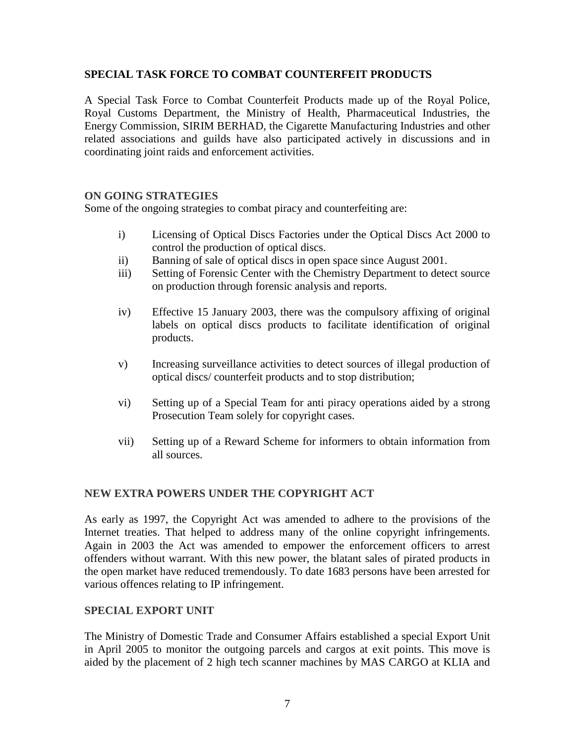## SPECIAL TASK FORCE TO COMBAT COUNTERFEIT PRODUCTS

A Special Task Force to Combat Counterfeit Products made up of the Royal Police, Royal Customs Department, the Ministry of Health, Pharmaceutical Industries, the Energy Commission, SIRIM BERHAD, the Cigarette Manufacturing Industries and other related associations and guilds have also participated actively in discussions and in coordinating joint raids and enforcement activities.

## ON GOING STRATEGIES

Some of the ongoing strategies to combat piracy and counterfeiting are:

i) Licensing of Optical Discs Factories under the Optical Discs Act 2000 to control the production of optical discs.

ii) Banning of sale of optical discs in open space since August 2001.

iii) Setting of Forensic Center with the Chemistry Department to detect source on production through forensic analysis and reports.

iv) Effective 15 January 2003, there was the compulsory affixing of original labels on optical discs products to facilitate identification of original products.

v) Increasing surveillance activities to detect sources of illegal production of optical discs/ counterfeit products and to stop distribution;

vi) Setting up of a Special Team for anti piracy operations aided by a strong Prosecution Team solely for copyright cases.

vii) Setting up of a Reward Scheme for informers to obtain information from all sources.

## NEW EXTRA POWERS UNDER THE COPYRIGHT ACT

As early as 1997, the Copyright Act was amended to adhere to the provisions of the Internet treaties. That helped to address many of the online copyright infringements. Again in 2003 the Act was amended to empower the enforcement officers to arrest offenders without warrant. With this new power, the blatant sales of pirated products in the open market have reduced tremendously. To date 1683 persons have been arrested for various offences relating to IP infringement.

## SPECIAL EXPORT UNIT

The Ministry of Domestic Trade and Consumer Affairs established a special Export Unit in April 2005 to monitor the outgoing parcels and cargos at exit points. This move is aided by the placement of 2 high tech scanner machines by MAS CARGO at KLIA and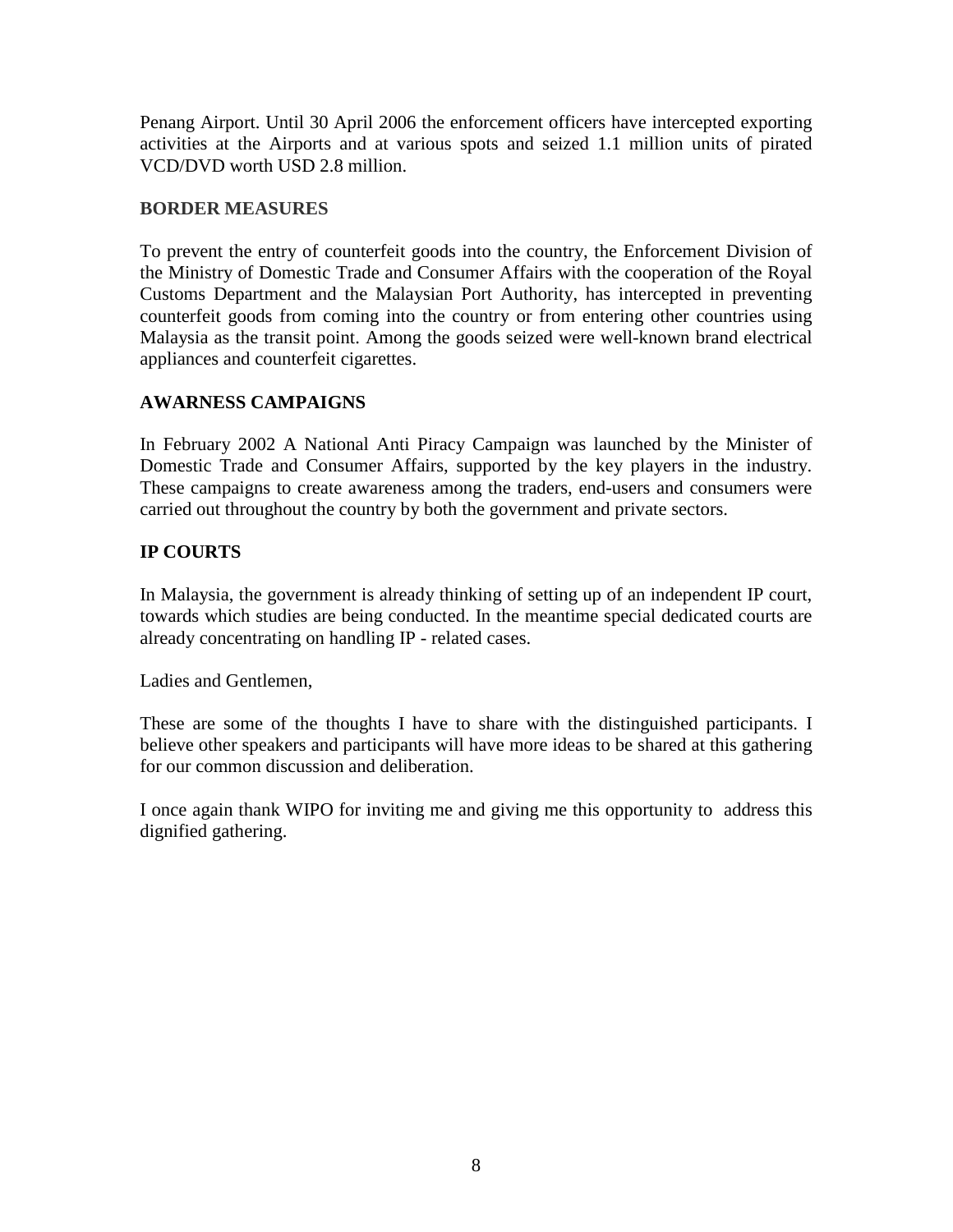Penang Airport. Until 30 April 2006 the enforcement officers have intercepted exporting activities at the Airports and at various spots and seized 1.1 million units of pirated VCD/DVD worth USD 2.8 million.

**BORDER MEASURES**

To prevent the entry of counterfeit goods into the country, the Enforcement Division of the Ministry of Domestic Trade and Consumer Affairs with the cooperation of the Royal Customs Department and the Malaysian Port Authority, has intercepted in preventing counterfeit goods from coming into the country or from entering other countries using Malaysia as the transit point. Among the goods seized were well-known brand electrical appliances and counterfeit cigarettes.

**AWARNESS CAMPAIGNS**

In February 2002 A National Anti Piracy Campaign was launched by the Minister of Domestic Trade and Consumer Affairs, supported by the key players in the industry. These campaigns to create awareness among the traders, end-users and consumers were carried out throughout the country by both the government and private sectors.

**IP COURTS**

In Malaysia, the government is already thinking of setting up of an independent IP court, towards which studies are being conducted. In the meantime special dedicated courts are already concentrating on handling IP - related cases.

Ladies and Gentlemen,

These are some of the thoughts I have to share with the distinguished participants. I believe other speakers and participants will have more ideas to be shared at this gathering for our common discussion and deliberation.

I once again thank WIPO for inviting me and giving me this opportunity to address this dignified gathering.